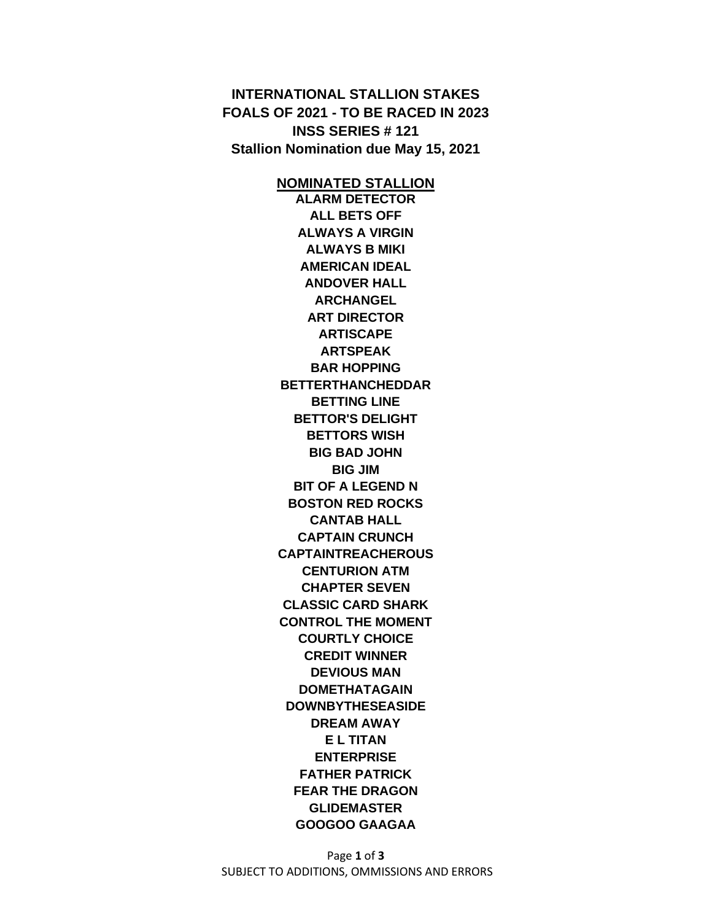**INTERNATIONAL STALLION STAKES**
**FOALS OF 2021 - TO BE RACED IN 2023**
**INSS SERIES # 121**
**Stallion Nomination due May 15, 2021**

**NOMINATED STALLION**

**ALARM DETECTOR**
**ALL BETS OFF**
**ALWAYS A VIRGIN**
**ALWAYS B MIKI**
**AMERICAN IDEAL**
**ANDOVER HALL**
**ARCHANGEL**
**ART DIRECTOR**
**ARTISCAPE**
**ARTSPEAK**
**BAR HOPPING**
**BETTERTHANCHEDDAR**
**BETTING LINE**
**BETTOR'S DELIGHT**
**BETTORS WISH**
**BIG BAD JOHN**
**BIG JIM**
**BIT OF A LEGEND N**
**BOSTON RED ROCKS**
**CANTAB HALL**
**CAPTAIN CRUNCH**
**CAPTAINTREACHEROUS**
**CENTURION ATM**
**CHAPTER SEVEN**
**CLASSIC CARD SHARK**
**CONTROL THE MOMENT**
**COURTLY CHOICE**
**CREDIT WINNER**
**DEVIOUS MAN**
**DOMETHATAGAIN**
**DOWNBYTHESEASIDE**
**DREAM AWAY**
**E L TITAN**
**ENTERPRISE**
**FATHER PATRICK**
**FEAR THE DRAGON**
**GLIDEMASTER**
**GOOGOO GAAGAA**

SUBJECT TO ADDITIONS, OMMISSIONS AND ERRORS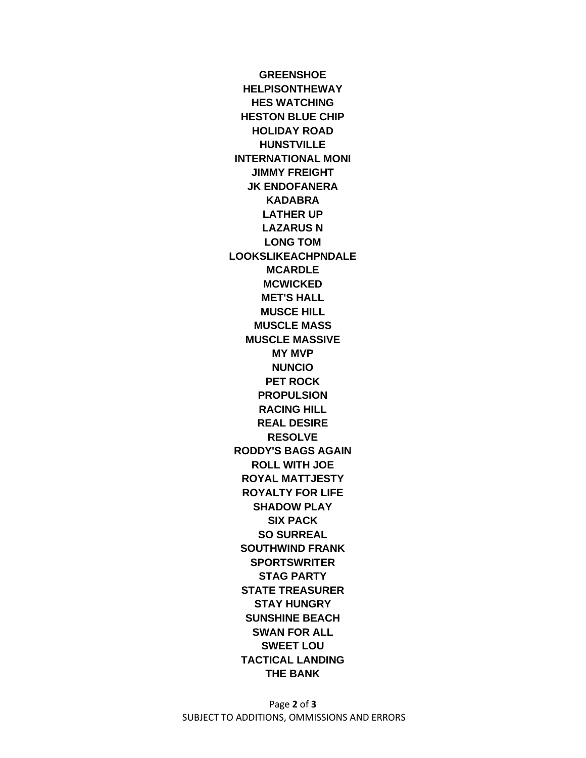**GREENSHOE**
**HELPISONTHEWAY**
**HES WATCHING**
**HESTON BLUE CHIP**
**HOLIDAY ROAD**
**HUNSTVILLE**
**INTERNATIONAL MONI**
**JIMMY FREIGHT**
**JK ENDOFANERA**
**KADABRA**
**LATHER UP**
**LAZARUS N**
**LONG TOM**
**LOOKSLIKEACHPNDALE**
**MCARDLE**
**MCWICKED**
**MET'S HALL**
**MUSCE HILL**
**MUSCLE MASS**
**MUSCLE MASSIVE**
**MY MVP**
**NUNCIO**
**PET ROCK**
**PROPULSION**
**RACING HILL**
**REAL DESIRE**
**RESOLVE**
**RODDY'S BAGS AGAIN**
**ROLL WITH JOE**
**ROYAL MATTJESTY**
**ROYALTY FOR LIFE**
**SHADOW PLAY**
**SIX PACK**
**SO SURREAL**
**SOUTHWIND FRANK**
**SPORTSWRITER**
**STAG PARTY**
**STATE TREASURER**
**STAY HUNGRY**
**SUNSHINE BEACH**
**SWAN FOR ALL**
**SWEET LOU**
**TACTICAL LANDING**
**THE BANK**

SUBJECT TO ADDITIONS, OMMISSIONS AND ERRORS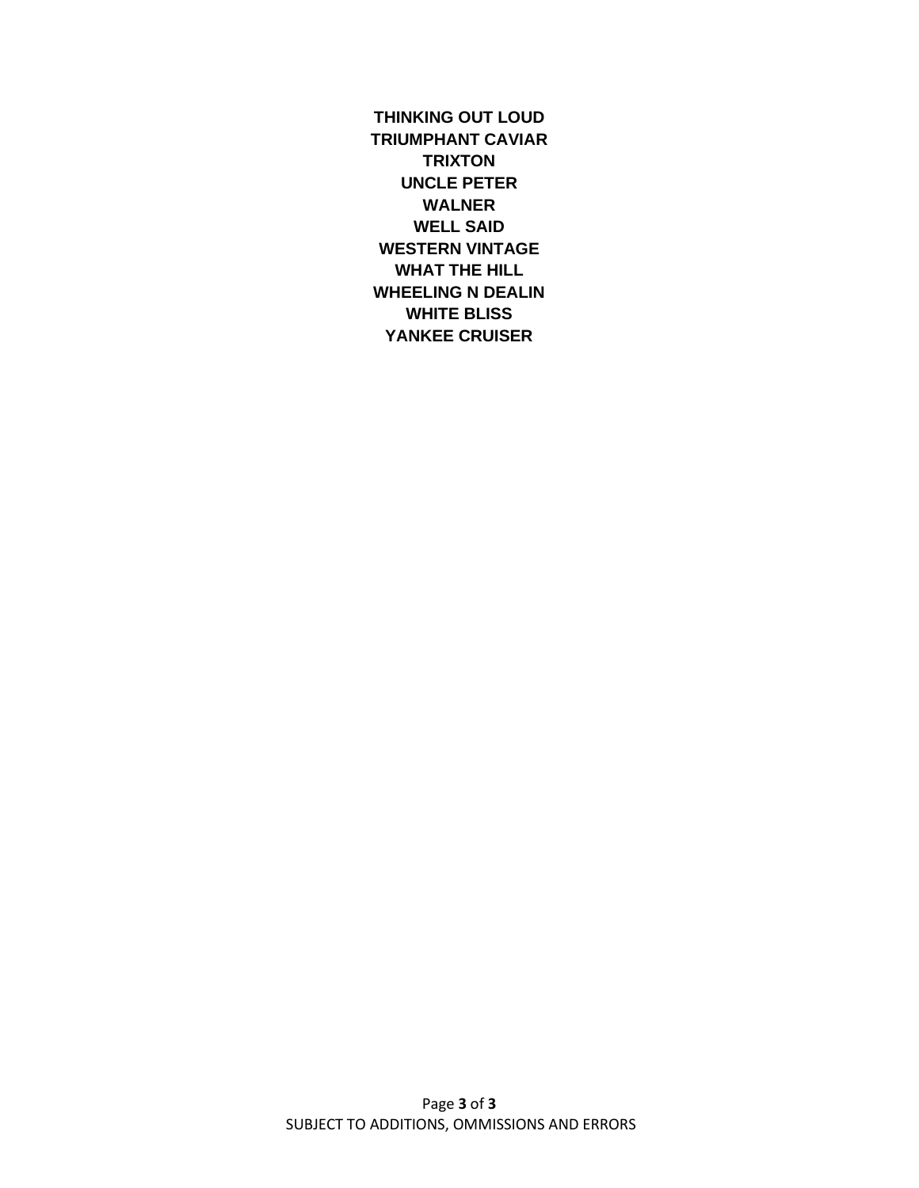**THINKING OUT LOUD**
**TRIUMPHANT CAVIAR**
**TRIXTON**
**UNCLE PETER**
**WALNER**
**WELL SAID**
**WESTERN VINTAGE**
**WHAT THE HILL**
**WHEELING N DEALIN**
**WHITE BLISS**
**YANKEE CRUISER**

SUBJECT TO ADDITIONS, OMMISSIONS AND ERRORS